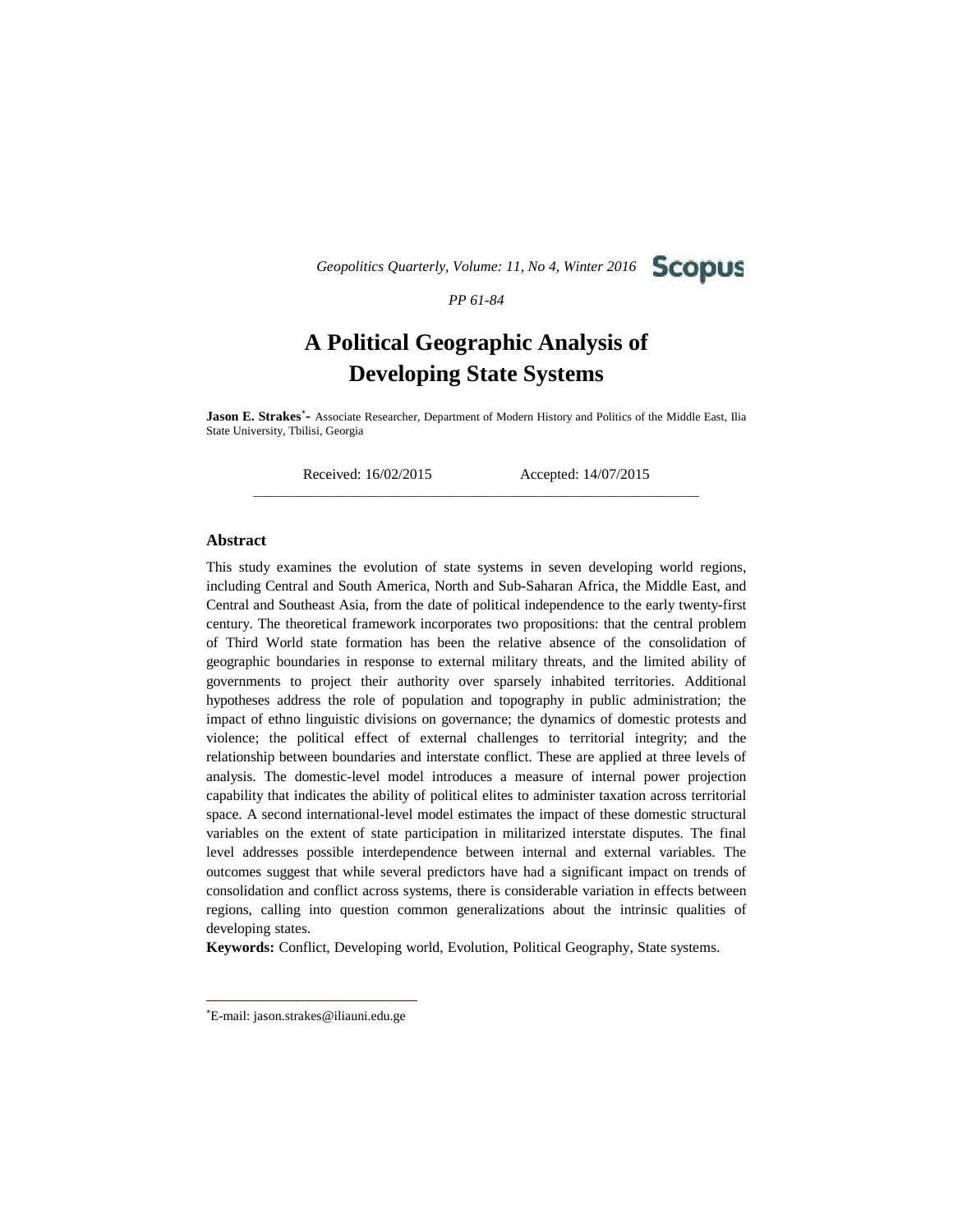# A Political Geographic Analysis of Developing State Systems

**Jason E. Strakes**[*]**-** Associate Researcher, Department of Modern History and Politics of the Middle East, Ilia State University, Tbilisi, Georgia

Received: 16/02/2015 Accepted: 14/07/2015

## Abstract

This study examines the evolution of state systems in seven developing world regions, including Central and South America, North and Sub-Saharan Africa, the Middle East, and Central and Southeast Asia, from the date of political independence to the early twenty-first century. The theoretical framework incorporates two propositions: that the central problem of Third World state formation has been the relative absence of the consolidation of geographic boundaries in response to external military threats, and the limited ability of governments to project their authority over sparsely inhabited territories. Additional hypotheses address the role of population and topography in public administration; the impact of ethno linguistic divisions on governance; the dynamics of domestic protests and violence; the political effect of external challenges to territorial integrity; and the relationship between boundaries and interstate conflict. These are applied at three levels of analysis. The domestic-level model introduces a measure of internal power projection capability that indicates the ability of political elites to administer taxation across territorial space. A second international-level model estimates the impact of these domestic structural variables on the extent of state participation in militarized interstate disputes. The final level addresses possible interdependence between internal and external variables. The outcomes suggest that while several predictors have had a significant impact on trends of consolidation and conflict across systems, there is considerable variation in effects between regions, calling into question common generalizations about the intrinsic qualities of developing states.

**Keywords:** Conflict, Developing world, Evolution, Political Geography, State systems.

---

[*]E-mail: jason.strakes@iliauni.edu.ge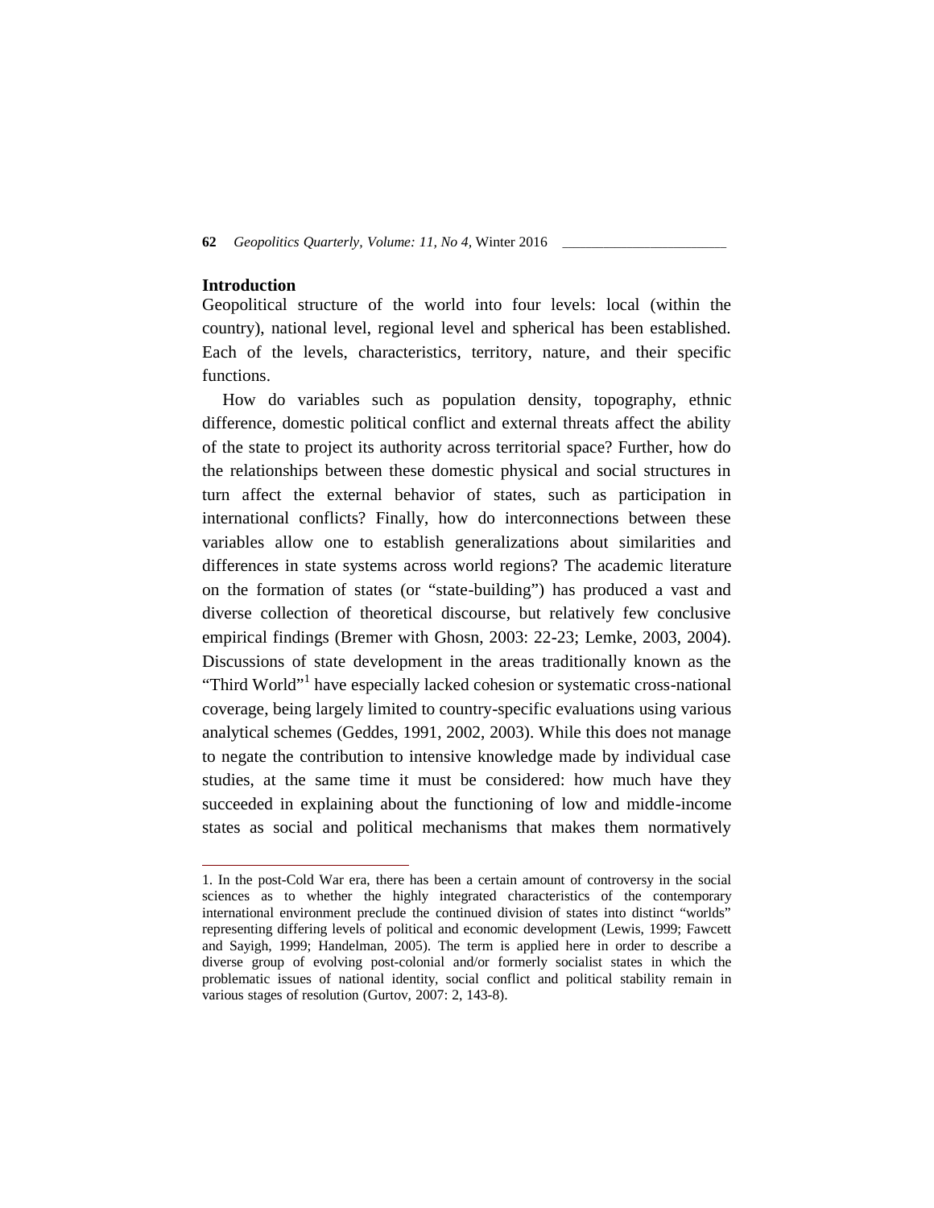## Introduction

Geopolitical structure of the world into four levels: local (within the country), national level, regional level and spherical has been established. Each of the levels, characteristics, territory, nature, and their specific functions.

How do variables such as population density, topography, ethnic difference, domestic political conflict and external threats affect the ability of the state to project its authority across territorial space? Further, how do the relationships between these domestic physical and social structures in turn affect the external behavior of states, such as participation in international conflicts? Finally, how do interconnections between these variables allow one to establish generalizations about similarities and differences in state systems across world regions? The academic literature on the formation of states (or "state-building") has produced a vast and diverse collection of theoretical discourse, but relatively few conclusive empirical findings (Bremer with Ghosn, 2003: 22-23; Lemke, 2003, 2004). Discussions of state development in the areas traditionally known as the "Third World"[1] have especially lacked cohesion or systematic cross-national coverage, being largely limited to country-specific evaluations using various analytical schemes (Geddes, 1991, 2002, 2003). While this does not manage to negate the contribution to intensive knowledge made by individual case studies, at the same time it must be considered: how much have they succeeded in explaining about the functioning of low and middle-income states as social and political mechanisms that makes them normatively

---

1. In the post-Cold War era, there has been a certain amount of controversy in the social sciences as to whether the highly integrated characteristics of the contemporary international environment preclude the continued division of states into distinct "worlds" representing differing levels of political and economic development (Lewis, 1999; Fawcett and Sayigh, 1999; Handelman, 2005). The term is applied here in order to describe a diverse group of evolving post-colonial and/or formerly socialist states in which the problematic issues of national identity, social conflict and political stability remain in various stages of resolution (Gurtov, 2007: 2, 143-8).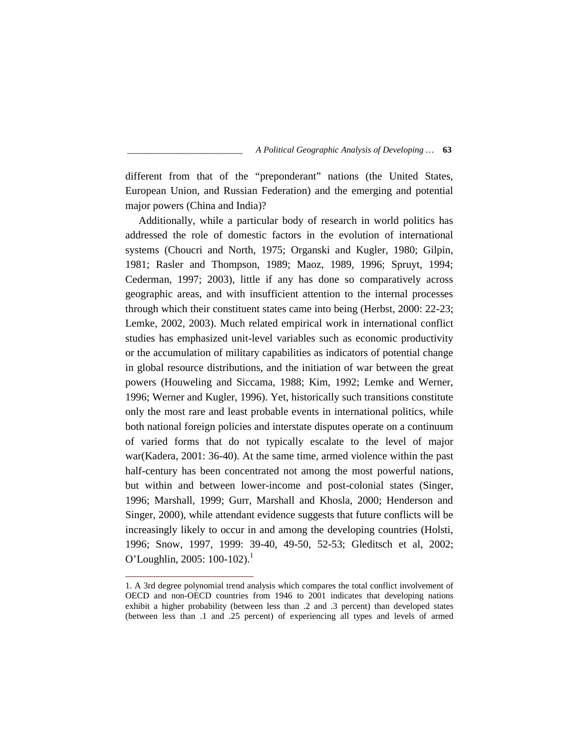different from that of the "preponderant" nations (the United States, European Union, and Russian Federation) and the emerging and potential major powers (China and India)?

Additionally, while a particular body of research in world politics has addressed the role of domestic factors in the evolution of international systems (Choucri and North, 1975; Organski and Kugler, 1980; Gilpin, 1981; Rasler and Thompson, 1989; Maoz, 1989, 1996; Spruyt, 1994; Cederman, 1997; 2003), little if any has done so comparatively across geographic areas, and with insufficient attention to the internal processes through which their constituent states came into being (Herbst, 2000: 22-23; Lemke, 2002, 2003). Much related empirical work in international conflict studies has emphasized unit-level variables such as economic productivity or the accumulation of military capabilities as indicators of potential change in global resource distributions, and the initiation of war between the great powers (Houweling and Siccama, 1988; Kim, 1992; Lemke and Werner, 1996; Werner and Kugler, 1996). Yet, historically such transitions constitute only the most rare and least probable events in international politics, while both national foreign policies and interstate disputes operate on a continuum of varied forms that do not typically escalate to the level of major war(Kadera, 2001: 36-40). At the same time, armed violence within the past half-century has been concentrated not among the most powerful nations, but within and between lower-income and post-colonial states (Singer, 1996; Marshall, 1999; Gurr, Marshall and Khosla, 2000; Henderson and Singer, 2000), while attendant evidence suggests that future conflicts will be increasingly likely to occur in and among the developing countries (Holsti, 1996; Snow, 1997, 1999: 39-40, 49-50, 52-53; Gleditsch et al, 2002; O'Loughlin, 2005: 100-102).[1]

---

1. A 3rd degree polynomial trend analysis which compares the total conflict involvement of OECD and non-OECD countries from 1946 to 2001 indicates that developing nations exhibit a higher probability (between less than .2 and .3 percent) than developed states (between less than .1 and .25 percent) of experiencing all types and levels of armed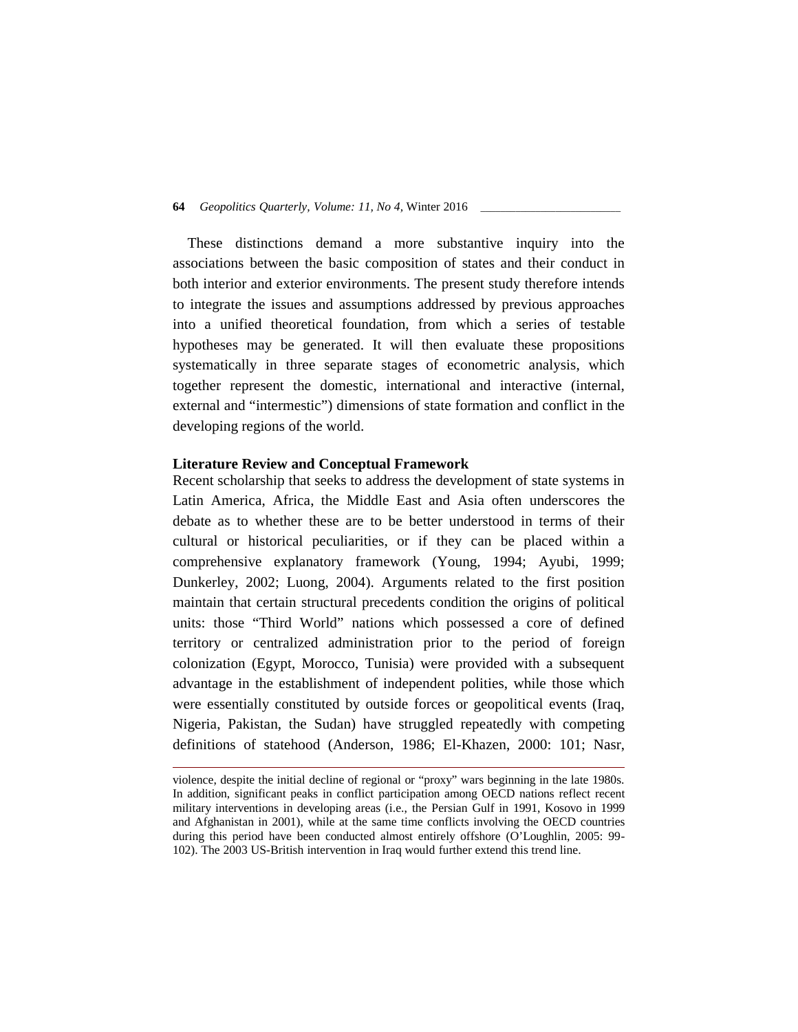These distinctions demand a more substantive inquiry into the associations between the basic composition of states and their conduct in both interior and exterior environments. The present study therefore intends to integrate the issues and assumptions addressed by previous approaches into a unified theoretical foundation, from which a series of testable hypotheses may be generated. It will then evaluate these propositions systematically in three separate stages of econometric analysis, which together represent the domestic, international and interactive (internal, external and "intermestic") dimensions of state formation and conflict in the developing regions of the world.

## Literature Review and Conceptual Framework

Recent scholarship that seeks to address the development of state systems in Latin America, Africa, the Middle East and Asia often underscores the debate as to whether these are to be better understood in terms of their cultural or historical peculiarities, or if they can be placed within a comprehensive explanatory framework (Young, 1994; Ayubi, 1999; Dunkerley, 2002; Luong, 2004). Arguments related to the first position maintain that certain structural precedents condition the origins of political units: those "Third World" nations which possessed a core of defined territory or centralized administration prior to the period of foreign colonization (Egypt, Morocco, Tunisia) were provided with a subsequent advantage in the establishment of independent polities, while those which were essentially constituted by outside forces or geopolitical events (Iraq, Nigeria, Pakistan, the Sudan) have struggled repeatedly with competing definitions of statehood (Anderson, 1986; El-Khazen, 2000: 101; Nasr,

---

violence, despite the initial decline of regional or "proxy" wars beginning in the late 1980s. In addition, significant peaks in conflict participation among OECD nations reflect recent military interventions in developing areas (i.e., the Persian Gulf in 1991, Kosovo in 1999 and Afghanistan in 2001), while at the same time conflicts involving the OECD countries during this period have been conducted almost entirely offshore (O'Loughlin, 2005: 99-102). The 2003 US-British intervention in Iraq would further extend this trend line.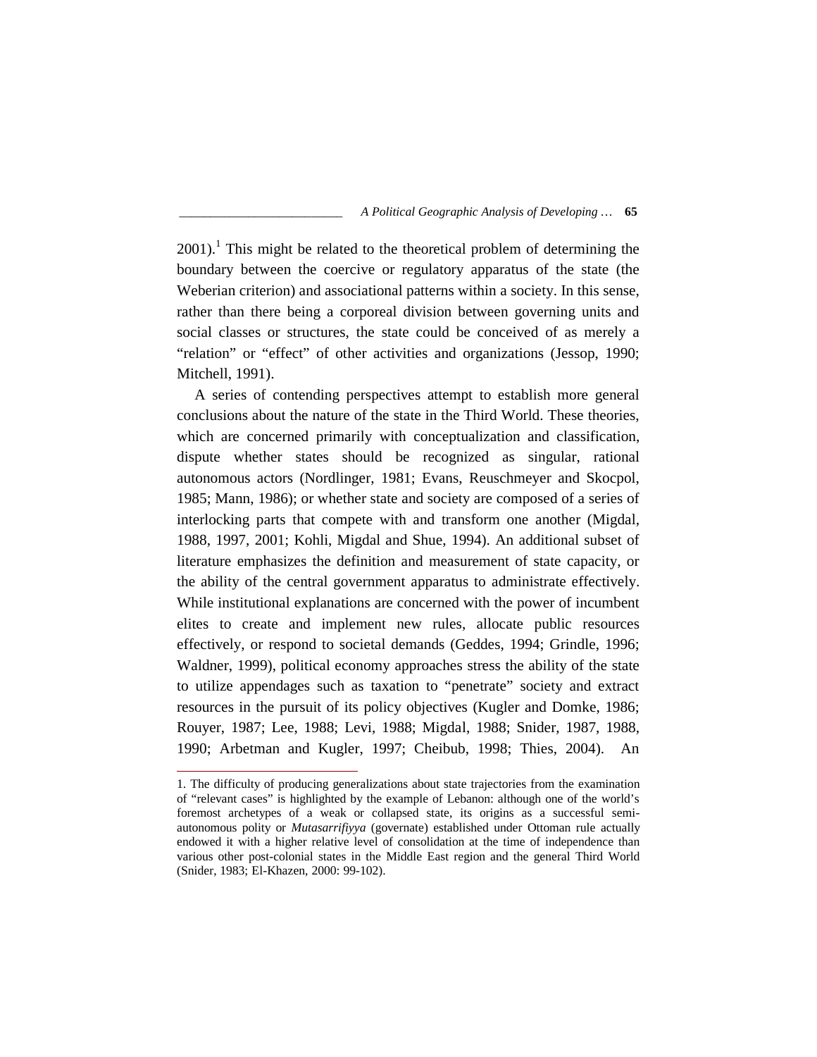2001).[1] This might be related to the theoretical problem of determining the boundary between the coercive or regulatory apparatus of the state (the Weberian criterion) and associational patterns within a society. In this sense, rather than there being a corporeal division between governing units and social classes or structures, the state could be conceived of as merely a "relation" or "effect" of other activities and organizations (Jessop, 1990; Mitchell, 1991).

A series of contending perspectives attempt to establish more general conclusions about the nature of the state in the Third World. These theories, which are concerned primarily with conceptualization and classification, dispute whether states should be recognized as singular, rational autonomous actors (Nordlinger, 1981; Evans, Reuschmeyer and Skocpol, 1985; Mann, 1986); or whether state and society are composed of a series of interlocking parts that compete with and transform one another (Migdal, 1988, 1997, 2001; Kohli, Migdal and Shue, 1994). An additional subset of literature emphasizes the definition and measurement of state capacity, or the ability of the central government apparatus to administrate effectively. While institutional explanations are concerned with the power of incumbent elites to create and implement new rules, allocate public resources effectively, or respond to societal demands (Geddes, 1994; Grindle, 1996; Waldner, 1999), political economy approaches stress the ability of the state to utilize appendages such as taxation to "penetrate" society and extract resources in the pursuit of its policy objectives (Kugler and Domke, 1986; Rouyer, 1987; Lee, 1988; Levi, 1988; Migdal, 1988; Snider, 1987, 1988, 1990; Arbetman and Kugler, 1997; Cheibub, 1998; Thies, 2004). An

---

1. The difficulty of producing generalizations about state trajectories from the examination of "relevant cases" is highlighted by the example of Lebanon: although one of the world's foremost archetypes of a weak or collapsed state, its origins as a successful semi-autonomous polity or *Mutasarrifiyya* (governate) established under Ottoman rule actually endowed it with a higher relative level of consolidation at the time of independence than various other post-colonial states in the Middle East region and the general Third World (Snider, 1983; El-Khazen, 2000: 99-102).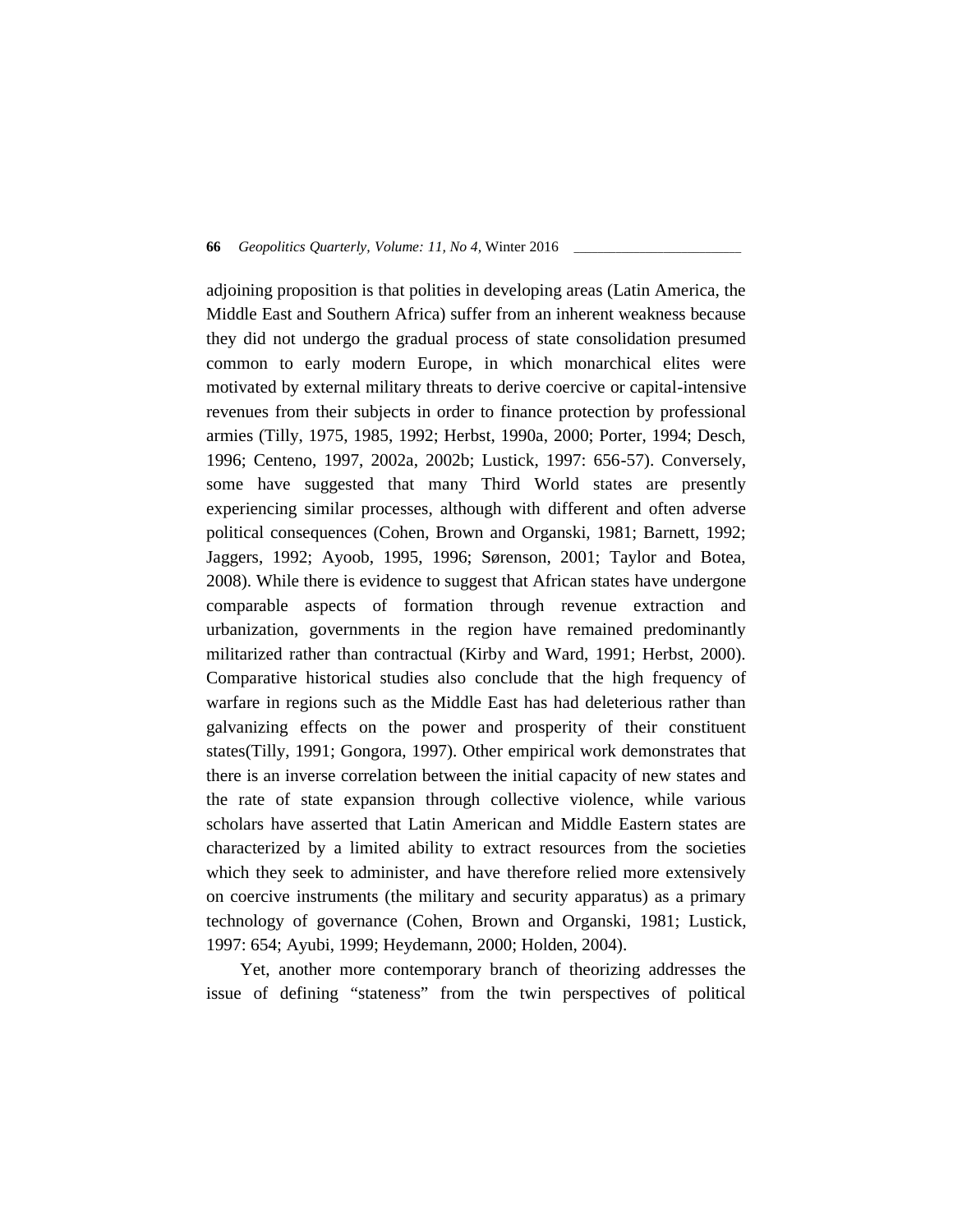adjoining proposition is that polities in developing areas (Latin America, the Middle East and Southern Africa) suffer from an inherent weakness because they did not undergo the gradual process of state consolidation presumed common to early modern Europe, in which monarchical elites were motivated by external military threats to derive coercive or capital-intensive revenues from their subjects in order to finance protection by professional armies (Tilly, 1975, 1985, 1992; Herbst, 1990a, 2000; Porter, 1994; Desch, 1996; Centeno, 1997, 2002a, 2002b; Lustick, 1997: 656-57). Conversely, some have suggested that many Third World states are presently experiencing similar processes, although with different and often adverse political consequences (Cohen, Brown and Organski, 1981; Barnett, 1992; Jaggers, 1992; Ayoob, 1995, 1996; Sørenson, 2001; Taylor and Botea, 2008). While there is evidence to suggest that African states have undergone comparable aspects of formation through revenue extraction and urbanization, governments in the region have remained predominantly militarized rather than contractual (Kirby and Ward, 1991; Herbst, 2000). Comparative historical studies also conclude that the high frequency of warfare in regions such as the Middle East has had deleterious rather than galvanizing effects on the power and prosperity of their constituent states(Tilly, 1991; Gongora, 1997). Other empirical work demonstrates that there is an inverse correlation between the initial capacity of new states and the rate of state expansion through collective violence, while various scholars have asserted that Latin American and Middle Eastern states are characterized by a limited ability to extract resources from the societies which they seek to administer, and have therefore relied more extensively on coercive instruments (the military and security apparatus) as a primary technology of governance (Cohen, Brown and Organski, 1981; Lustick, 1997: 654; Ayubi, 1999; Heydemann, 2000; Holden, 2004).

Yet, another more contemporary branch of theorizing addresses the issue of defining "stateness" from the twin perspectives of political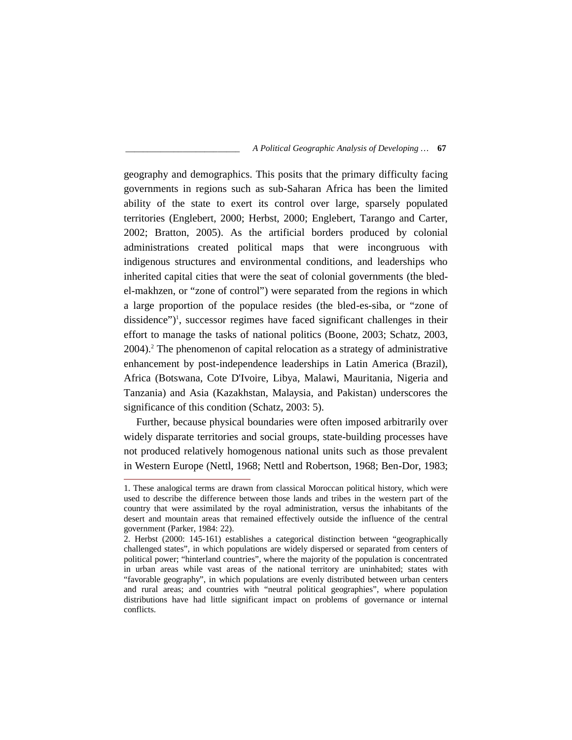geography and demographics. This posits that the primary difficulty facing governments in regions such as sub-Saharan Africa has been the limited ability of the state to exert its control over large, sparsely populated territories (Englebert, 2000; Herbst, 2000; Englebert, Tarango and Carter, 2002; Bratton, 2005). As the artificial borders produced by colonial administrations created political maps that were incongruous with indigenous structures and environmental conditions, and leaderships who inherited capital cities that were the seat of colonial governments (the bled-el-makhzen, or "zone of control") were separated from the regions in which a large proportion of the populace resides (the bled-es-siba, or "zone of dissidence")[1], successor regimes have faced significant challenges in their effort to manage the tasks of national politics (Boone, 2003; Schatz, 2003, 2004).[2] The phenomenon of capital relocation as a strategy of administrative enhancement by post-independence leaderships in Latin America (Brazil), Africa (Botswana, Cote D'Ivoire, Libya, Malawi, Mauritania, Nigeria and Tanzania) and Asia (Kazakhstan, Malaysia, and Pakistan) underscores the significance of this condition (Schatz, 2003: 5).

Further, because physical boundaries were often imposed arbitrarily over widely disparate territories and social groups, state-building processes have not produced relatively homogenous national units such as those prevalent in Western Europe (Nettl, 1968; Nettl and Robertson, 1968; Ben-Dor, 1983;

---

1. These analogical terms are drawn from classical Moroccan political history, which were used to describe the difference between those lands and tribes in the western part of the country that were assimilated by the royal administration, versus the inhabitants of the desert and mountain areas that remained effectively outside the influence of the central government (Parker, 1984: 22).

2. Herbst (2000: 145-161) establishes a categorical distinction between "geographically challenged states", in which populations are widely dispersed or separated from centers of political power; "hinterland countries", where the majority of the population is concentrated in urban areas while vast areas of the national territory are uninhabited; states with "favorable geography", in which populations are evenly distributed between urban centers and rural areas; and countries with "neutral political geographies", where population distributions have had little significant impact on problems of governance or internal conflicts.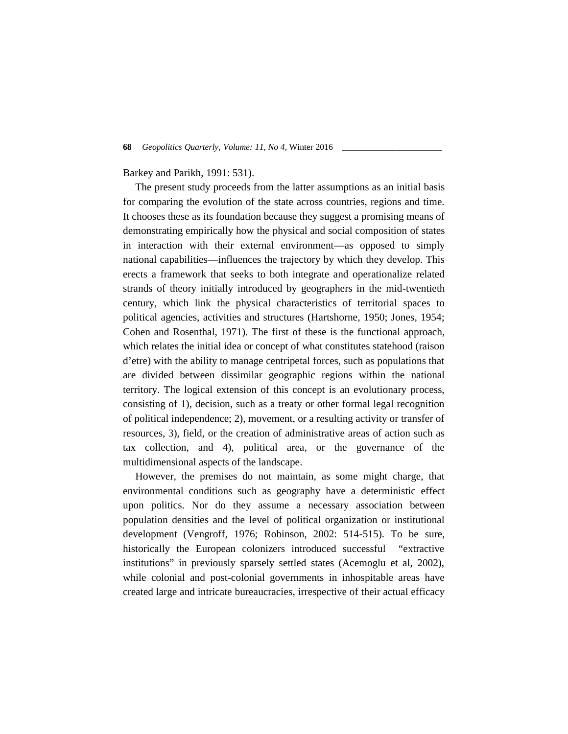Barkey and Parikh, 1991: 531).

The present study proceeds from the latter assumptions as an initial basis for comparing the evolution of the state across countries, regions and time. It chooses these as its foundation because they suggest a promising means of demonstrating empirically how the physical and social composition of states in interaction with their external environment—as opposed to simply national capabilities—influences the trajectory by which they develop. This erects a framework that seeks to both integrate and operationalize related strands of theory initially introduced by geographers in the mid-twentieth century, which link the physical characteristics of territorial spaces to political agencies, activities and structures (Hartshorne, 1950; Jones, 1954; Cohen and Rosenthal, 1971). The first of these is the functional approach, which relates the initial idea or concept of what constitutes statehood (raison d'etre) with the ability to manage centripetal forces, such as populations that are divided between dissimilar geographic regions within the national territory. The logical extension of this concept is an evolutionary process, consisting of 1), decision, such as a treaty or other formal legal recognition of political independence; 2), movement, or a resulting activity or transfer of resources, 3), field, or the creation of administrative areas of action such as tax collection, and 4), political area, or the governance of the multidimensional aspects of the landscape.

However, the premises do not maintain, as some might charge, that environmental conditions such as geography have a deterministic effect upon politics. Nor do they assume a necessary association between population densities and the level of political organization or institutional development (Vengroff, 1976; Robinson, 2002: 514-515). To be sure, historically the European colonizers introduced successful "extractive institutions" in previously sparsely settled states (Acemoglu et al, 2002), while colonial and post-colonial governments in inhospitable areas have created large and intricate bureaucracies, irrespective of their actual efficacy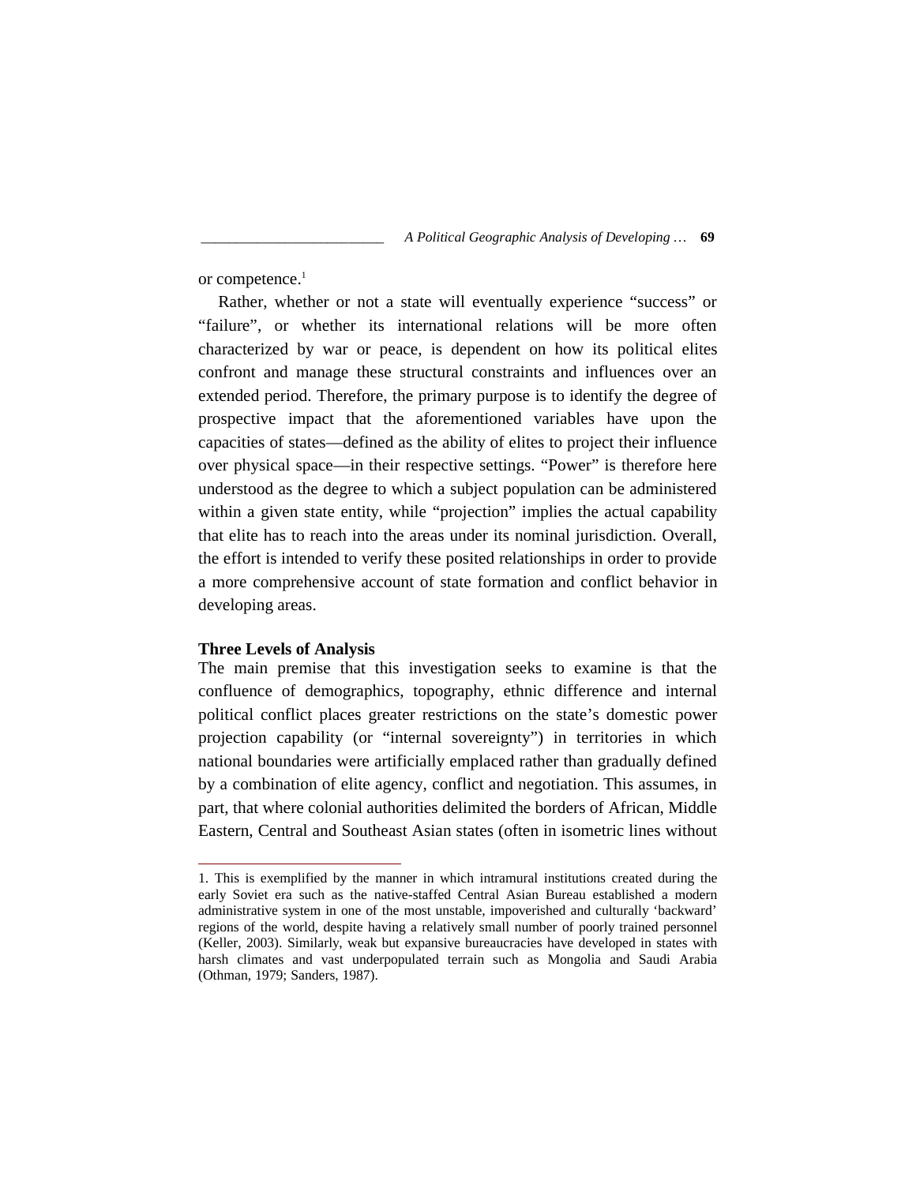or competence.[1]

Rather, whether or not a state will eventually experience "success" or "failure", or whether its international relations will be more often characterized by war or peace, is dependent on how its political elites confront and manage these structural constraints and influences over an extended period. Therefore, the primary purpose is to identify the degree of prospective impact that the aforementioned variables have upon the capacities of states—defined as the ability of elites to project their influence over physical space—in their respective settings. "Power" is therefore here understood as the degree to which a subject population can be administered within a given state entity, while "projection" implies the actual capability that elite has to reach into the areas under its nominal jurisdiction. Overall, the effort is intended to verify these posited relationships in order to provide a more comprehensive account of state formation and conflict behavior in developing areas.

**Three Levels of Analysis**

The main premise that this investigation seeks to examine is that the confluence of demographics, topography, ethnic difference and internal political conflict places greater restrictions on the state's domestic power projection capability (or "internal sovereignty") in territories in which national boundaries were artificially emplaced rather than gradually defined by a combination of elite agency, conflict and negotiation. This assumes, in part, that where colonial authorities delimited the borders of African, Middle Eastern, Central and Southeast Asian states (often in isometric lines without

---

1. This is exemplified by the manner in which intramural institutions created during the early Soviet era such as the native-staffed Central Asian Bureau established a modern administrative system in one of the most unstable, impoverished and culturally 'backward' regions of the world, despite having a relatively small number of poorly trained personnel (Keller, 2003). Similarly, weak but expansive bureaucracies have developed in states with harsh climates and vast underpopulated terrain such as Mongolia and Saudi Arabia (Othman, 1979; Sanders, 1987).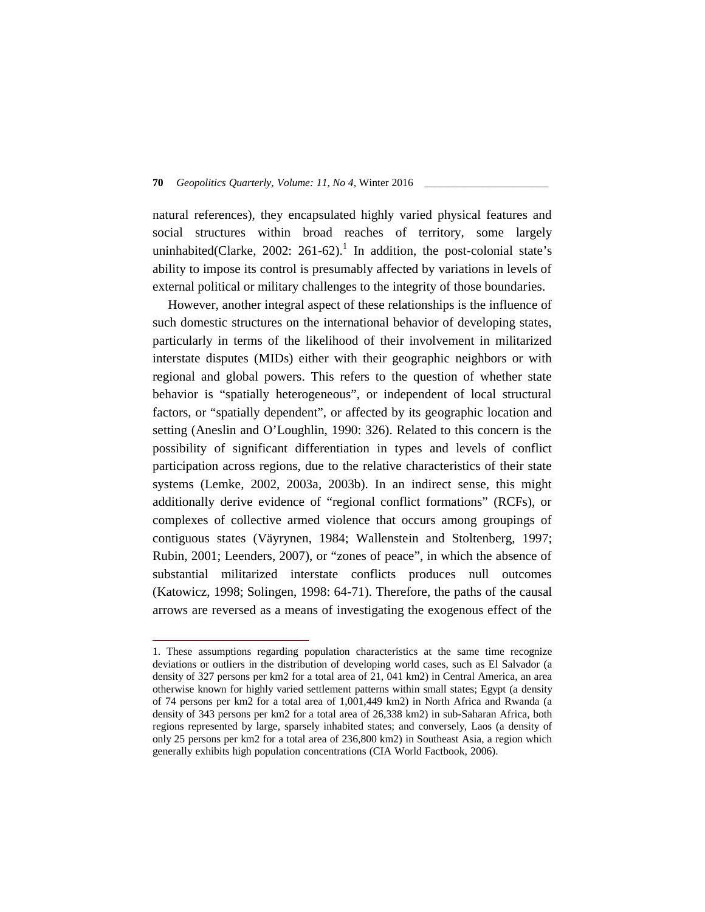natural references), they encapsulated highly varied physical features and social structures within broad reaches of territory, some largely uninhabited(Clarke, 2002: 261-62).[1] In addition, the post-colonial state's ability to impose its control is presumably affected by variations in levels of external political or military challenges to the integrity of those boundaries.

However, another integral aspect of these relationships is the influence of such domestic structures on the international behavior of developing states, particularly in terms of the likelihood of their involvement in militarized interstate disputes (MIDs) either with their geographic neighbors or with regional and global powers. This refers to the question of whether state behavior is "spatially heterogeneous", or independent of local structural factors, or "spatially dependent", or affected by its geographic location and setting (Aneslin and O'Loughlin, 1990: 326). Related to this concern is the possibility of significant differentiation in types and levels of conflict participation across regions, due to the relative characteristics of their state systems (Lemke, 2002, 2003a, 2003b). In an indirect sense, this might additionally derive evidence of "regional conflict formations" (RCFs), or complexes of collective armed violence that occurs among groupings of contiguous states (Väyrynen, 1984; Wallenstein and Stoltenberg, 1997; Rubin, 2001; Leenders, 2007), or "zones of peace", in which the absence of substantial militarized interstate conflicts produces null outcomes (Katowicz, 1998; Solingen, 1998: 64-71). Therefore, the paths of the causal arrows are reversed as a means of investigating the exogenous effect of the

---

1. These assumptions regarding population characteristics at the same time recognize deviations or outliers in the distribution of developing world cases, such as El Salvador (a density of 327 persons per km2 for a total area of 21, 041 km2) in Central America, an area otherwise known for highly varied settlement patterns within small states; Egypt (a density of 74 persons per km2 for a total area of 1,001,449 km2) in North Africa and Rwanda (a density of 343 persons per km2 for a total area of 26,338 km2) in sub-Saharan Africa, both regions represented by large, sparsely inhabited states; and conversely, Laos (a density of only 25 persons per km2 for a total area of 236,800 km2) in Southeast Asia, a region which generally exhibits high population concentrations (CIA World Factbook, 2006).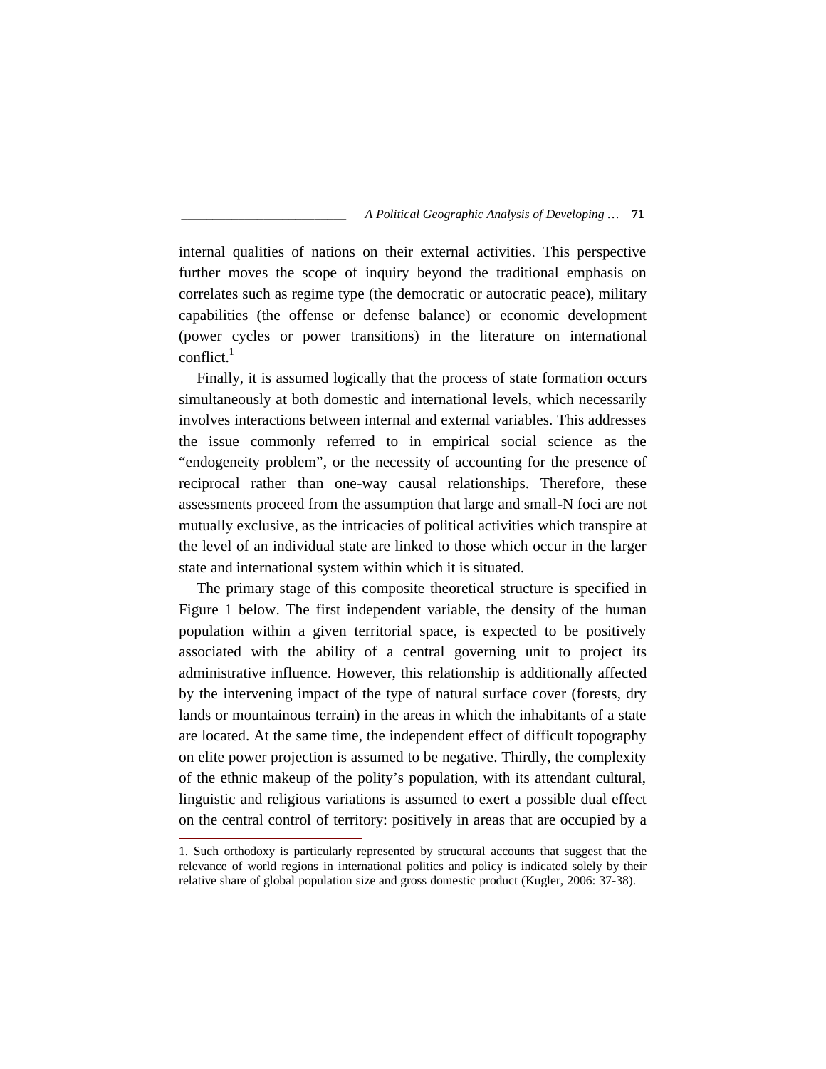internal qualities of nations on their external activities. This perspective further moves the scope of inquiry beyond the traditional emphasis on correlates such as regime type (the democratic or autocratic peace), military capabilities (the offense or defense balance) or economic development (power cycles or power transitions) in the literature on international conflict.[1]

Finally, it is assumed logically that the process of state formation occurs simultaneously at both domestic and international levels, which necessarily involves interactions between internal and external variables. This addresses the issue commonly referred to in empirical social science as the "endogeneity problem", or the necessity of accounting for the presence of reciprocal rather than one-way causal relationships. Therefore, these assessments proceed from the assumption that large and small-N foci are not mutually exclusive, as the intricacies of political activities which transpire at the level of an individual state are linked to those which occur in the larger state and international system within which it is situated.

The primary stage of this composite theoretical structure is specified in Figure 1 below. The first independent variable, the density of the human population within a given territorial space, is expected to be positively associated with the ability of a central governing unit to project its administrative influence. However, this relationship is additionally affected by the intervening impact of the type of natural surface cover (forests, dry lands or mountainous terrain) in the areas in which the inhabitants of a state are located. At the same time, the independent effect of difficult topography on elite power projection is assumed to be negative. Thirdly, the complexity of the ethnic makeup of the polity's population, with its attendant cultural, linguistic and religious variations is assumed to exert a possible dual effect on the central control of territory: positively in areas that are occupied by a

1. Such orthodoxy is particularly represented by structural accounts that suggest that the relevance of world regions in international politics and policy is indicated solely by their relative share of global population size and gross domestic product (Kugler, 2006: 37-38).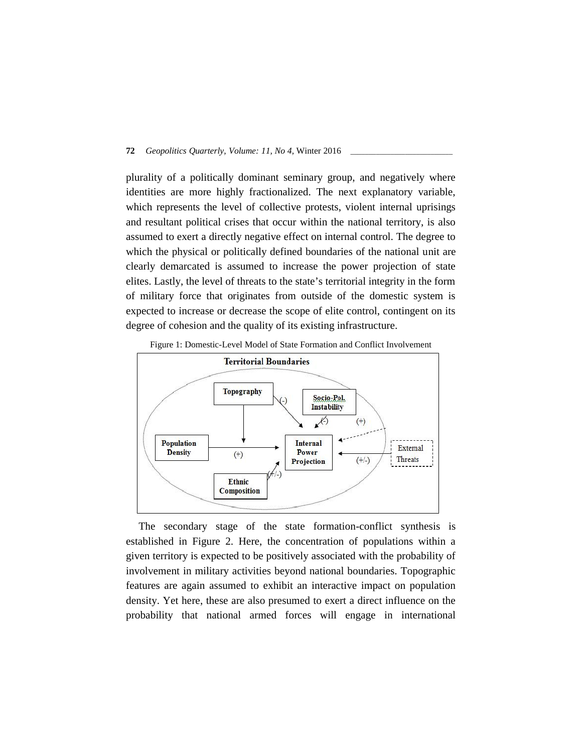plurality of a politically dominant seminary group, and negatively where identities are more highly fractionalized. The next explanatory variable, which represents the level of collective protests, violent internal uprisings and resultant political crises that occur within the national territory, is also assumed to exert a directly negative effect on internal control. The degree to which the physical or politically defined boundaries of the national unit are clearly demarcated is assumed to increase the power projection of state elites. Lastly, the level of threats to the state's territorial integrity in the form of military force that originates from outside of the domestic system is expected to increase or decrease the scope of elite control, contingent on its degree of cohesion and the quality of its existing infrastructure.

Figure 1: Domestic-Level Model of State Formation and Conflict Involvement

The secondary stage of the state formation-conflict synthesis is established in Figure 2. Here, the concentration of populations within a given territory is expected to be positively associated with the probability of involvement in military activities beyond national boundaries. Topographic features are again assumed to exhibit an interactive impact on population density. Yet here, these are also presumed to exert a direct influence on the probability that national armed forces will engage in international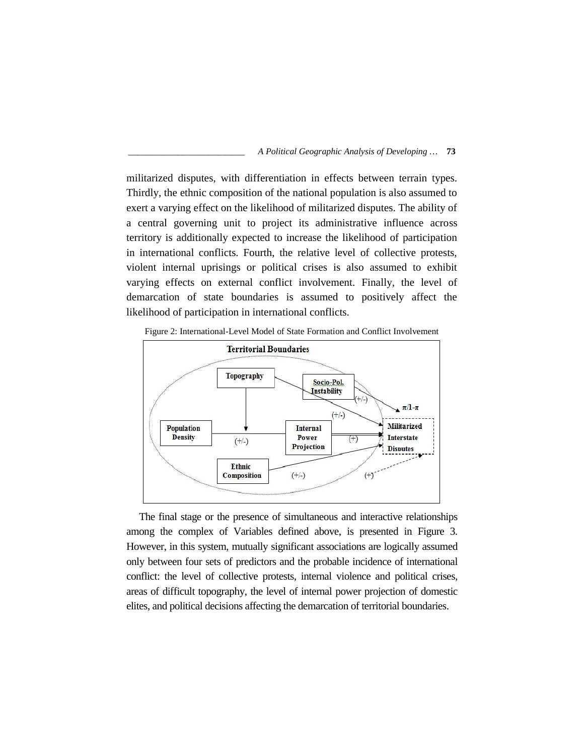militarized disputes, with differentiation in effects between terrain types. Thirdly, the ethnic composition of the national population is also assumed to exert a varying effect on the likelihood of militarized disputes. The ability of a central governing unit to project its administrative influence across territory is additionally expected to increase the likelihood of participation in international conflicts. Fourth, the relative level of collective protests, violent internal uprisings or political crises is also assumed to exhibit varying effects on external conflict involvement. Finally, the level of demarcation of state boundaries is assumed to positively affect the likelihood of participation in international conflicts.

Figure 2: International-Level Model of State Formation and Conflict Involvement

The final stage or the presence of simultaneous and interactive relationships among the complex of Variables defined above, is presented in Figure 3. However, in this system, mutually significant associations are logically assumed only between four sets of predictors and the probable incidence of international conflict: the level of collective protests, internal violence and political crises, areas of difficult topography, the level of internal power projection of domestic elites, and political decisions affecting the demarcation of territorial boundaries.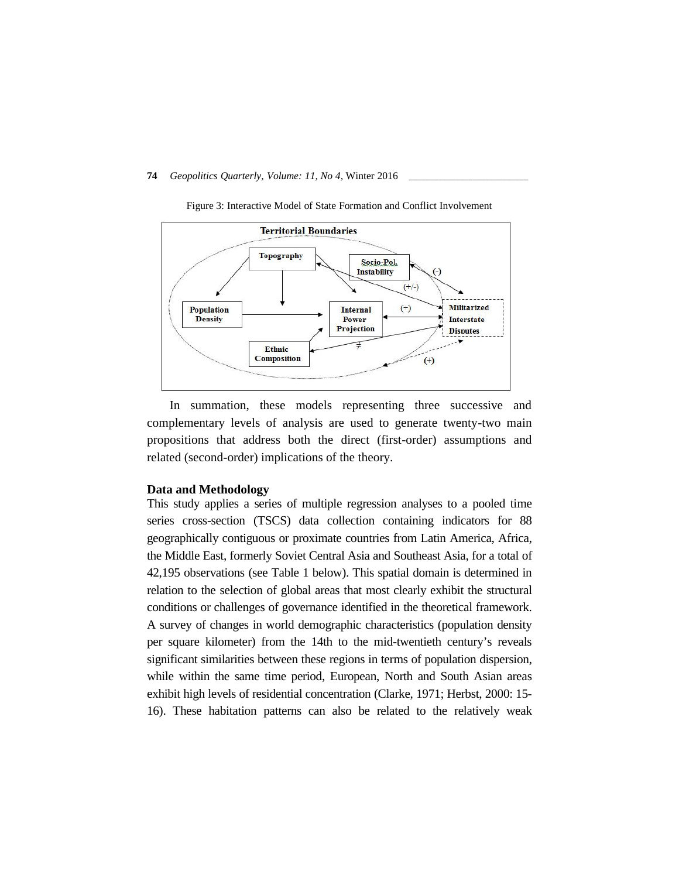Figure 3: Interactive Model of State Formation and Conflict Involvement

In summation, these models representing three successive and complementary levels of analysis are used to generate twenty-two main propositions that address both the direct (first-order) assumptions and related (second-order) implications of the theory.

**Data and Methodology**

This study applies a series of multiple regression analyses to a pooled time series cross-section (TSCS) data collection containing indicators for 88 geographically contiguous or proximate countries from Latin America, Africa, the Middle East, formerly Soviet Central Asia and Southeast Asia, for a total of 42,195 observations (see Table 1 below). This spatial domain is determined in relation to the selection of global areas that most clearly exhibit the structural conditions or challenges of governance identified in the theoretical framework. A survey of changes in world demographic characteristics (population density per square kilometer) from the 14th to the mid-twentieth century's reveals significant similarities between these regions in terms of population dispersion, while within the same time period, European, North and South Asian areas exhibit high levels of residential concentration (Clarke, 1971; Herbst, 2000: 15-16). These habitation patterns can also be related to the relatively weak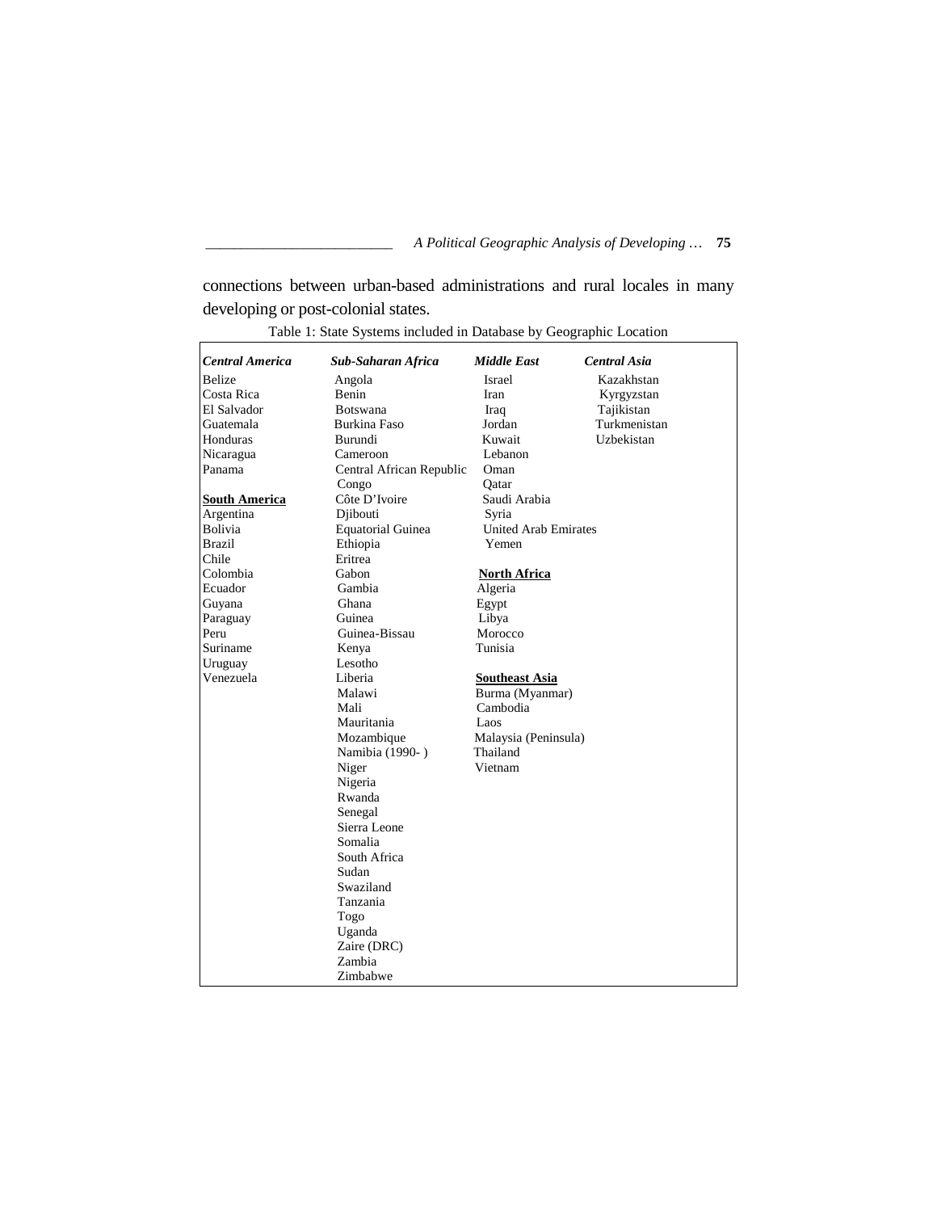connections between urban-based administrations and rural locales in many developing or post-colonial states.

Table 1: State Systems included in Database by Geographic Location

| *Central America* | *Sub-Saharan Africa* | *Middle East* | *Central Asia* |
|---|---|---|---|
| Belize | Angola | Israel | Kazakhstan |
| Costa Rica | Benin | Iran | Kyrgyzstan |
| El Salvador | Botswana | Iraq | Tajikistan |
| Guatemala | Burkina Faso | Jordan | Turkmenistan |
| Honduras | Burundi | Kuwait | Uzbekistan |
| Nicaragua | Cameroon | Lebanon | |
| Panama | Central African Republic | Oman | |
| | Congo | Qatar | |
| **South America** | Côte D'Ivoire | Saudi Arabia | |
| Argentina | Djibouti | Syria | |
| Bolivia | Equatorial Guinea | United Arab Emirates | |
| Brazil | Ethiopia | Yemen | |
| Chile | Eritrea | | |
| Colombia | Gabon | **North Africa** | |
| Ecuador | Gambia | Algeria | |
| Guyana | Ghana | Egypt | |
| Paraguay | Guinea | Libya | |
| Peru | Guinea-Bissau | Morocco | |
| Suriname | Kenya | Tunisia | |
| Uruguay | Lesotho | | |
| Venezuela | Liberia | **Southeast Asia** | |
| | Malawi | Burma (Myanmar) | |
| | Mali | Cambodia | |
| | Mauritania | Laos | |
| | Mozambique | Malaysia (Peninsula) | |
| | Namibia (1990- ) | Thailand | |
| | Niger | Vietnam | |
| | Nigeria | | |
| | Rwanda | | |
| | Senegal | | |
| | Sierra Leone | | |
| | Somalia | | |
| | South Africa | | |
| | Sudan | | |
| | Swaziland | | |
| | Tanzania | | |
| | Togo | | |
| | Uganda | | |
| | Zaire (DRC) | | |
| | Zambia | | |
| | Zimbabwe | | |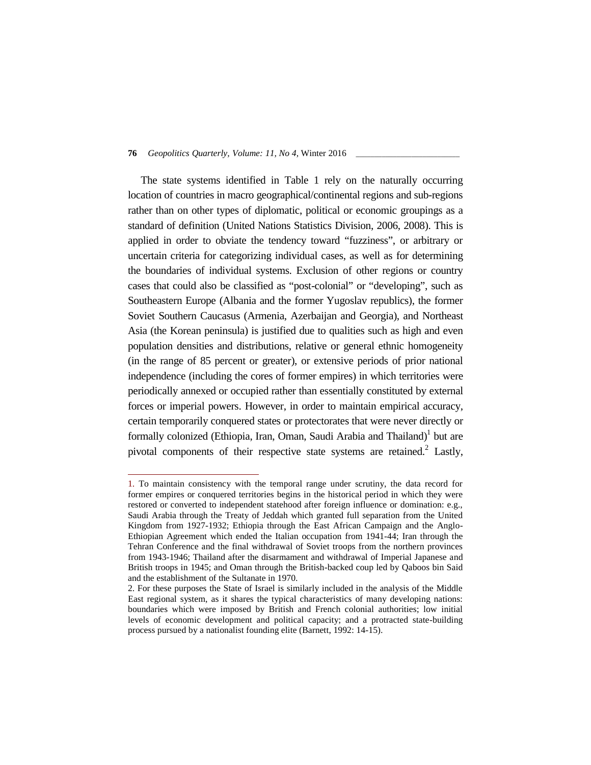The state systems identified in Table 1 rely on the naturally occurring location of countries in macro geographical/continental regions and sub-regions rather than on other types of diplomatic, political or economic groupings as a standard of definition (United Nations Statistics Division, 2006, 2008). This is applied in order to obviate the tendency toward "fuzziness", or arbitrary or uncertain criteria for categorizing individual cases, as well as for determining the boundaries of individual systems. Exclusion of other regions or country cases that could also be classified as "post-colonial" or "developing", such as Southeastern Europe (Albania and the former Yugoslav republics), the former Soviet Southern Caucasus (Armenia, Azerbaijan and Georgia), and Northeast Asia (the Korean peninsula) is justified due to qualities such as high and even population densities and distributions, relative or general ethnic homogeneity (in the range of 85 percent or greater), or extensive periods of prior national independence (including the cores of former empires) in which territories were periodically annexed or occupied rather than essentially constituted by external forces or imperial powers. However, in order to maintain empirical accuracy, certain temporarily conquered states or protectorates that were never directly or formally colonized (Ethiopia, Iran, Oman, Saudi Arabia and Thailand)[1] but are pivotal components of their respective state systems are retained.[2] Lastly,

---

1. To maintain consistency with the temporal range under scrutiny, the data record for former empires or conquered territories begins in the historical period in which they were restored or converted to independent statehood after foreign influence or domination: e.g., Saudi Arabia through the Treaty of Jeddah which granted full separation from the United Kingdom from 1927-1932; Ethiopia through the East African Campaign and the Anglo-Ethiopian Agreement which ended the Italian occupation from 1941-44; Iran through the Tehran Conference and the final withdrawal of Soviet troops from the northern provinces from 1943-1946; Thailand after the disarmament and withdrawal of Imperial Japanese and British troops in 1945; and Oman through the British-backed coup led by Qaboos bin Said and the establishment of the Sultanate in 1970.

2. For these purposes the State of Israel is similarly included in the analysis of the Middle East regional system, as it shares the typical characteristics of many developing nations: boundaries which were imposed by British and French colonial authorities; low initial levels of economic development and political capacity; and a protracted state-building process pursued by a nationalist founding elite (Barnett, 1992: 14-15).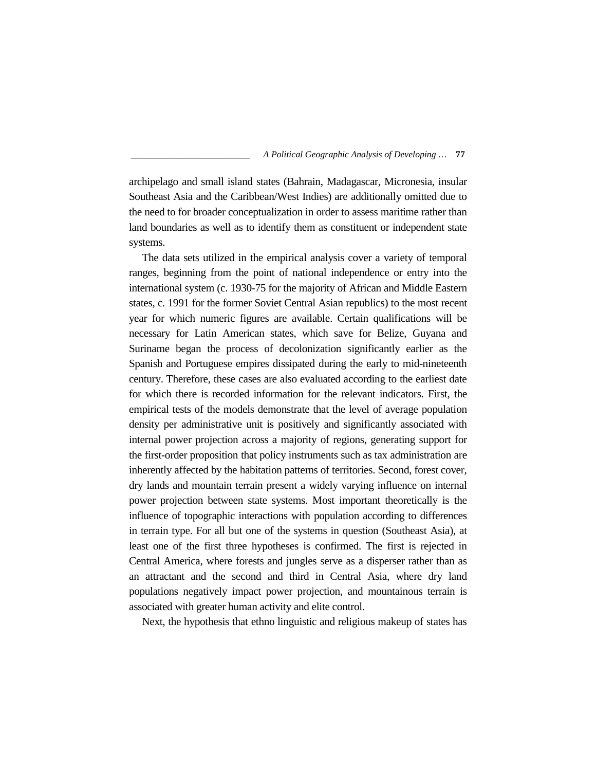archipelago and small island states (Bahrain, Madagascar, Micronesia, insular Southeast Asia and the Caribbean/West Indies) are additionally omitted due to the need to for broader conceptualization in order to assess maritime rather than land boundaries as well as to identify them as constituent or independent state systems.

The data sets utilized in the empirical analysis cover a variety of temporal ranges, beginning from the point of national independence or entry into the international system (c. 1930-75 for the majority of African and Middle Eastern states, c. 1991 for the former Soviet Central Asian republics) to the most recent year for which numeric figures are available. Certain qualifications will be necessary for Latin American states, which save for Belize, Guyana and Suriname began the process of decolonization significantly earlier as the Spanish and Portuguese empires dissipated during the early to mid-nineteenth century. Therefore, these cases are also evaluated according to the earliest date for which there is recorded information for the relevant indicators. First, the empirical tests of the models demonstrate that the level of average population density per administrative unit is positively and significantly associated with internal power projection across a majority of regions, generating support for the first-order proposition that policy instruments such as tax administration are inherently affected by the habitation patterns of territories. Second, forest cover, dry lands and mountain terrain present a widely varying influence on internal power projection between state systems. Most important theoretically is the influence of topographic interactions with population according to differences in terrain type. For all but one of the systems in question (Southeast Asia), at least one of the first three hypotheses is confirmed. The first is rejected in Central America, where forests and jungles serve as a disperser rather than as an attractant and the second and third in Central Asia, where dry land populations negatively impact power projection, and mountainous terrain is associated with greater human activity and elite control.

Next, the hypothesis that ethno linguistic and religious makeup of states has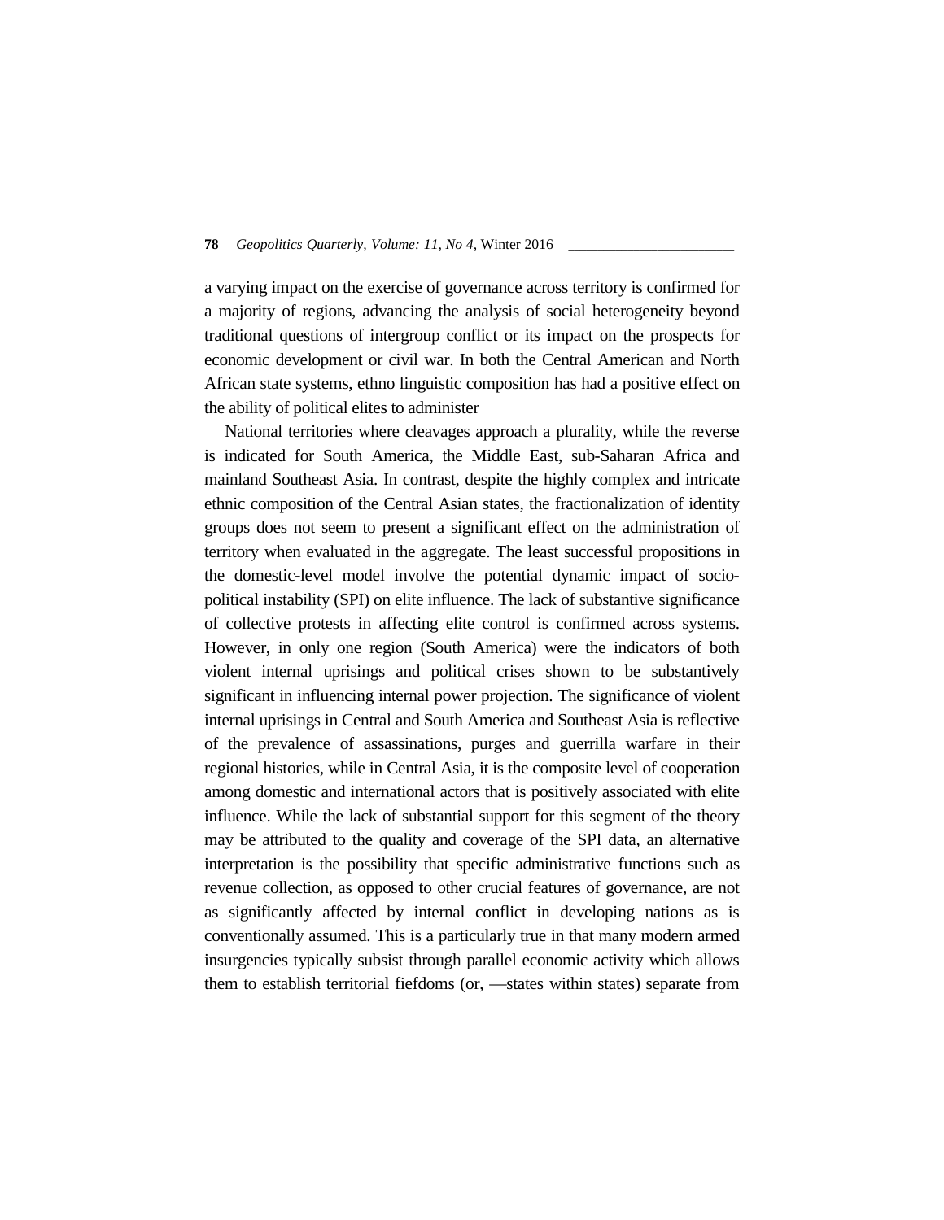a varying impact on the exercise of governance across territory is confirmed for a majority of regions, advancing the analysis of social heterogeneity beyond traditional questions of intergroup conflict or its impact on the prospects for economic development or civil war. In both the Central American and North African state systems, ethno linguistic composition has had a positive effect on the ability of political elites to administer

National territories where cleavages approach a plurality, while the reverse is indicated for South America, the Middle East, sub-Saharan Africa and mainland Southeast Asia. In contrast, despite the highly complex and intricate ethnic composition of the Central Asian states, the fractionalization of identity groups does not seem to present a significant effect on the administration of territory when evaluated in the aggregate. The least successful propositions in the domestic-level model involve the potential dynamic impact of socio-political instability (SPI) on elite influence. The lack of substantive significance of collective protests in affecting elite control is confirmed across systems. However, in only one region (South America) were the indicators of both violent internal uprisings and political crises shown to be substantively significant in influencing internal power projection. The significance of violent internal uprisings in Central and South America and Southeast Asia is reflective of the prevalence of assassinations, purges and guerrilla warfare in their regional histories, while in Central Asia, it is the composite level of cooperation among domestic and international actors that is positively associated with elite influence. While the lack of substantial support for this segment of the theory may be attributed to the quality and coverage of the SPI data, an alternative interpretation is the possibility that specific administrative functions such as revenue collection, as opposed to other crucial features of governance, are not as significantly affected by internal conflict in developing nations as is conventionally assumed. This is a particularly true in that many modern armed insurgencies typically subsist through parallel economic activity which allows them to establish territorial fiefdoms (or, —states within states) separate from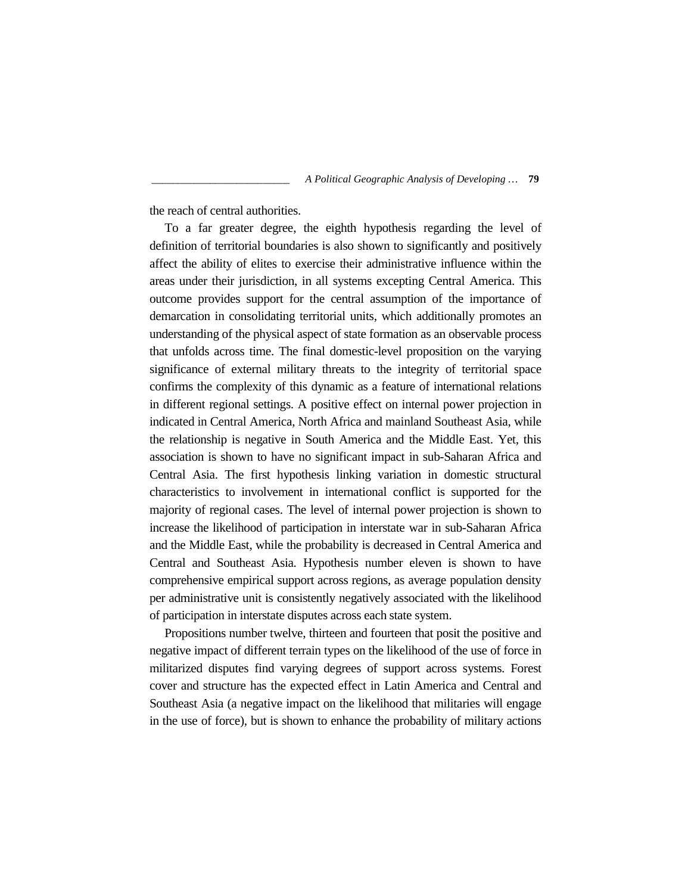the reach of central authorities.

To a far greater degree, the eighth hypothesis regarding the level of definition of territorial boundaries is also shown to significantly and positively affect the ability of elites to exercise their administrative influence within the areas under their jurisdiction, in all systems excepting Central America. This outcome provides support for the central assumption of the importance of demarcation in consolidating territorial units, which additionally promotes an understanding of the physical aspect of state formation as an observable process that unfolds across time. The final domestic-level proposition on the varying significance of external military threats to the integrity of territorial space confirms the complexity of this dynamic as a feature of international relations in different regional settings. A positive effect on internal power projection in indicated in Central America, North Africa and mainland Southeast Asia, while the relationship is negative in South America and the Middle East. Yet, this association is shown to have no significant impact in sub-Saharan Africa and Central Asia. The first hypothesis linking variation in domestic structural characteristics to involvement in international conflict is supported for the majority of regional cases. The level of internal power projection is shown to increase the likelihood of participation in interstate war in sub-Saharan Africa and the Middle East, while the probability is decreased in Central America and Central and Southeast Asia. Hypothesis number eleven is shown to have comprehensive empirical support across regions, as average population density per administrative unit is consistently negatively associated with the likelihood of participation in interstate disputes across each state system.

Propositions number twelve, thirteen and fourteen that posit the positive and negative impact of different terrain types on the likelihood of the use of force in militarized disputes find varying degrees of support across systems. Forest cover and structure has the expected effect in Latin America and Central and Southeast Asia (a negative impact on the likelihood that militaries will engage in the use of force), but is shown to enhance the probability of military actions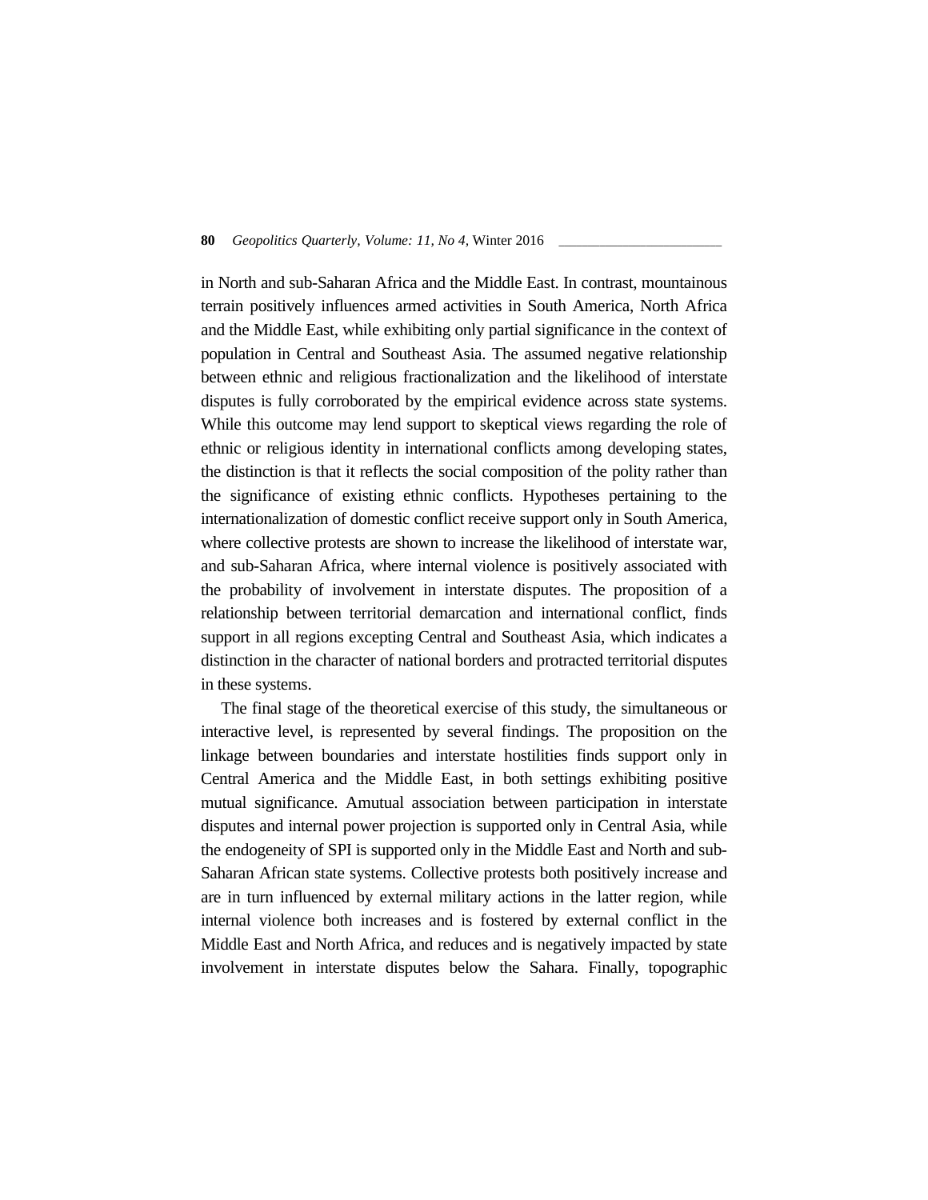in North and sub-Saharan Africa and the Middle East. In contrast, mountainous terrain positively influences armed activities in South America, North Africa and the Middle East, while exhibiting only partial significance in the context of population in Central and Southeast Asia. The assumed negative relationship between ethnic and religious fractionalization and the likelihood of interstate disputes is fully corroborated by the empirical evidence across state systems. While this outcome may lend support to skeptical views regarding the role of ethnic or religious identity in international conflicts among developing states, the distinction is that it reflects the social composition of the polity rather than the significance of existing ethnic conflicts. Hypotheses pertaining to the internationalization of domestic conflict receive support only in South America, where collective protests are shown to increase the likelihood of interstate war, and sub-Saharan Africa, where internal violence is positively associated with the probability of involvement in interstate disputes. The proposition of a relationship between territorial demarcation and international conflict, finds support in all regions excepting Central and Southeast Asia, which indicates a distinction in the character of national borders and protracted territorial disputes in these systems.

The final stage of the theoretical exercise of this study, the simultaneous or interactive level, is represented by several findings. The proposition on the linkage between boundaries and interstate hostilities finds support only in Central America and the Middle East, in both settings exhibiting positive mutual significance. Amutual association between participation in interstate disputes and internal power projection is supported only in Central Asia, while the endogeneity of SPI is supported only in the Middle East and North and sub-Saharan African state systems. Collective protests both positively increase and are in turn influenced by external military actions in the latter region, while internal violence both increases and is fostered by external conflict in the Middle East and North Africa, and reduces and is negatively impacted by state involvement in interstate disputes below the Sahara. Finally, topographic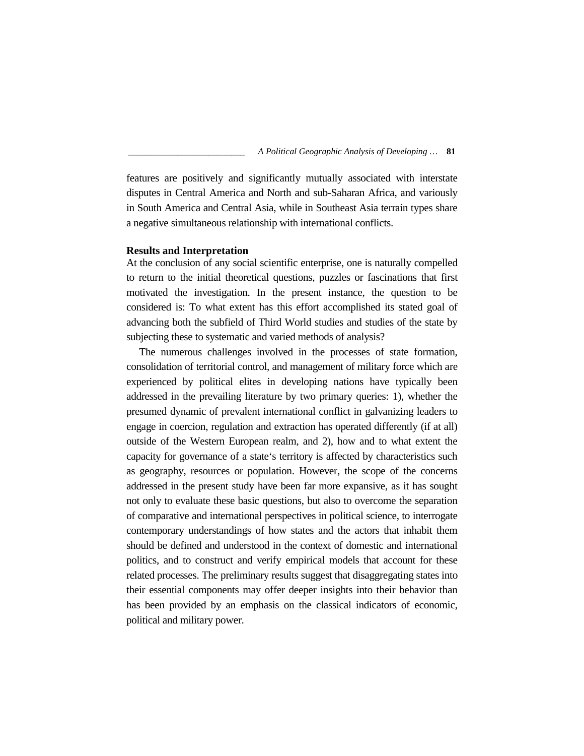features are positively and significantly mutually associated with interstate disputes in Central America and North and sub-Saharan Africa, and variously in South America and Central Asia, while in Southeast Asia terrain types share a negative simultaneous relationship with international conflicts.

## Results and Interpretation

At the conclusion of any social scientific enterprise, one is naturally compelled to return to the initial theoretical questions, puzzles or fascinations that first motivated the investigation. In the present instance, the question to be considered is: To what extent has this effort accomplished its stated goal of advancing both the subfield of Third World studies and studies of the state by subjecting these to systematic and varied methods of analysis?

The numerous challenges involved in the processes of state formation, consolidation of territorial control, and management of military force which are experienced by political elites in developing nations have typically been addressed in the prevailing literature by two primary queries: 1), whether the presumed dynamic of prevalent international conflict in galvanizing leaders to engage in coercion, regulation and extraction has operated differently (if at all) outside of the Western European realm, and 2), how and to what extent the capacity for governance of a state‘s territory is affected by characteristics such as geography, resources or population. However, the scope of the concerns addressed in the present study have been far more expansive, as it has sought not only to evaluate these basic questions, but also to overcome the separation of comparative and international perspectives in political science, to interrogate contemporary understandings of how states and the actors that inhabit them should be defined and understood in the context of domestic and international politics, and to construct and verify empirical models that account for these related processes. The preliminary results suggest that disaggregating states into their essential components may offer deeper insights into their behavior than has been provided by an emphasis on the classical indicators of economic, political and military power.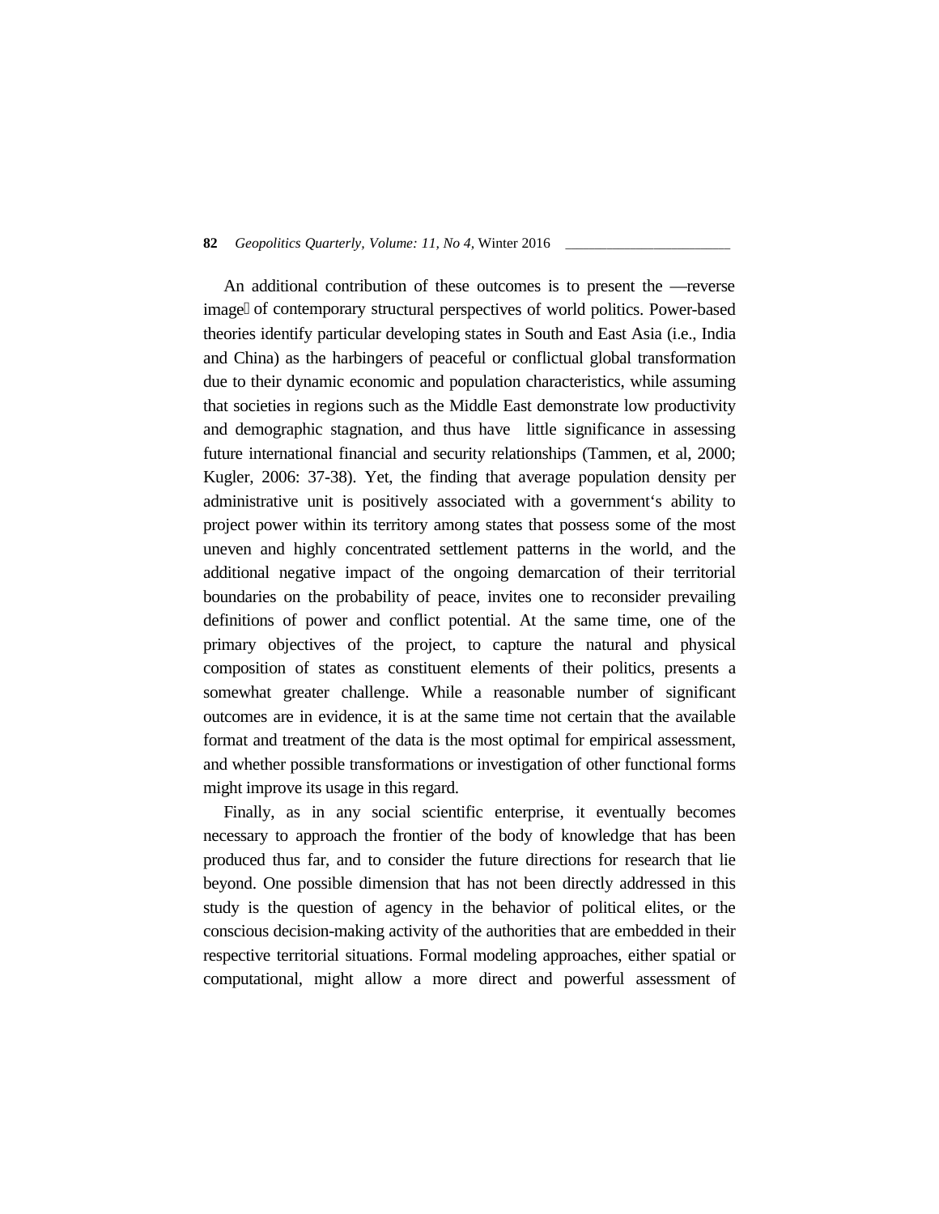An additional contribution of these outcomes is to present the —reverse image of contemporary structural perspectives of world politics. Power-based theories identify particular developing states in South and East Asia (i.e., India and China) as the harbingers of peaceful or conflictual global transformation due to their dynamic economic and population characteristics, while assuming that societies in regions such as the Middle East demonstrate low productivity and demographic stagnation, and thus have little significance in assessing future international financial and security relationships (Tammen, et al, 2000; Kugler, 2006: 37-38). Yet, the finding that average population density per administrative unit is positively associated with a government's ability to project power within its territory among states that possess some of the most uneven and highly concentrated settlement patterns in the world, and the additional negative impact of the ongoing demarcation of their territorial boundaries on the probability of peace, invites one to reconsider prevailing definitions of power and conflict potential. At the same time, one of the primary objectives of the project, to capture the natural and physical composition of states as constituent elements of their politics, presents a somewhat greater challenge. While a reasonable number of significant outcomes are in evidence, it is at the same time not certain that the available format and treatment of the data is the most optimal for empirical assessment, and whether possible transformations or investigation of other functional forms might improve its usage in this regard.

Finally, as in any social scientific enterprise, it eventually becomes necessary to approach the frontier of the body of knowledge that has been produced thus far, and to consider the future directions for research that lie beyond. One possible dimension that has not been directly addressed in this study is the question of agency in the behavior of political elites, or the conscious decision-making activity of the authorities that are embedded in their respective territorial situations. Formal modeling approaches, either spatial or computational, might allow a more direct and powerful assessment of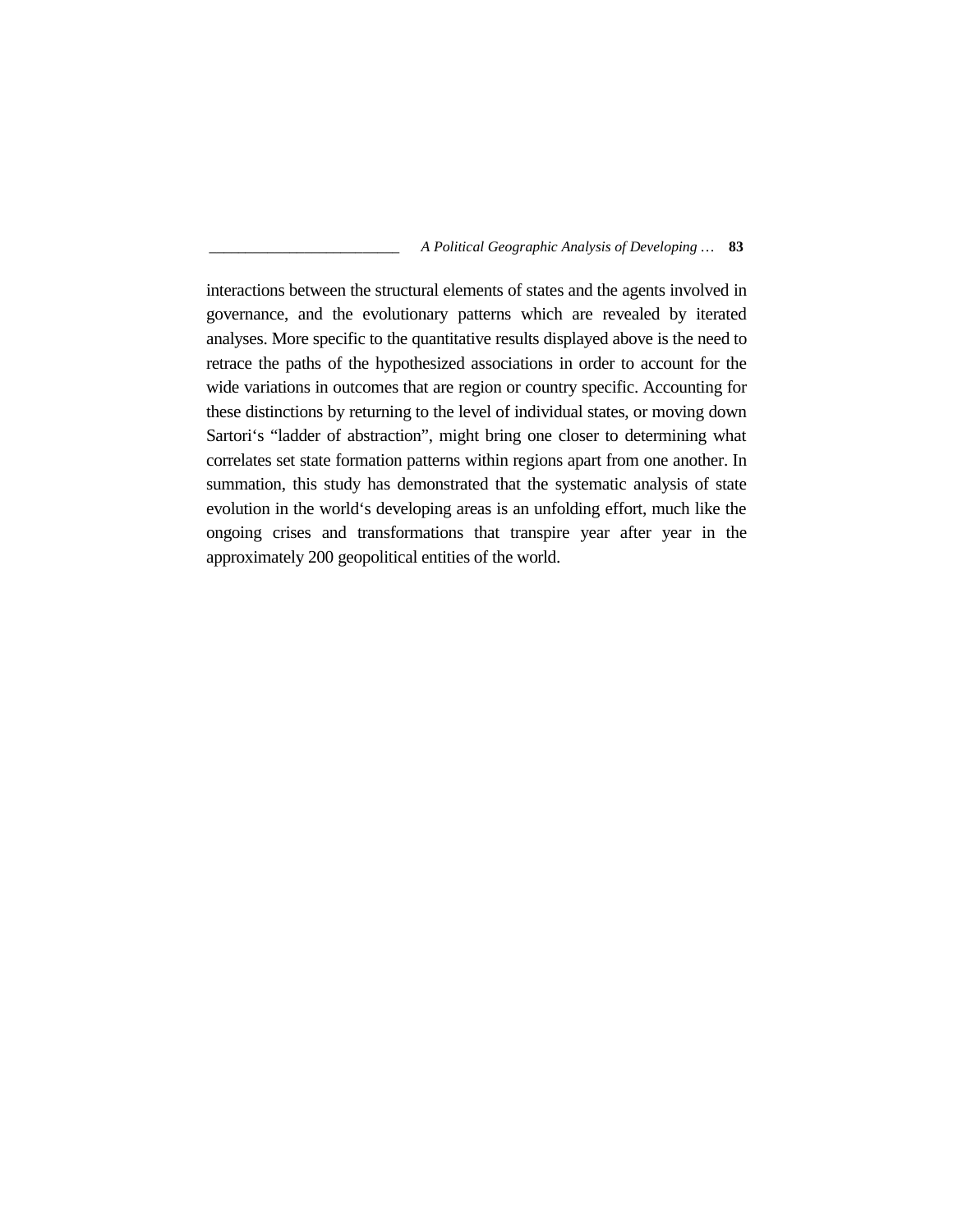interactions between the structural elements of states and the agents involved in governance, and the evolutionary patterns which are revealed by iterated analyses. More specific to the quantitative results displayed above is the need to retrace the paths of the hypothesized associations in order to account for the wide variations in outcomes that are region or country specific. Accounting for these distinctions by returning to the level of individual states, or moving down Sartori‘s “ladder of abstraction”, might bring one closer to determining what correlates set state formation patterns within regions apart from one another. In summation, this study has demonstrated that the systematic analysis of state evolution in the world‘s developing areas is an unfolding effort, much like the ongoing crises and transformations that transpire year after year in the approximately 200 geopolitical entities of the world.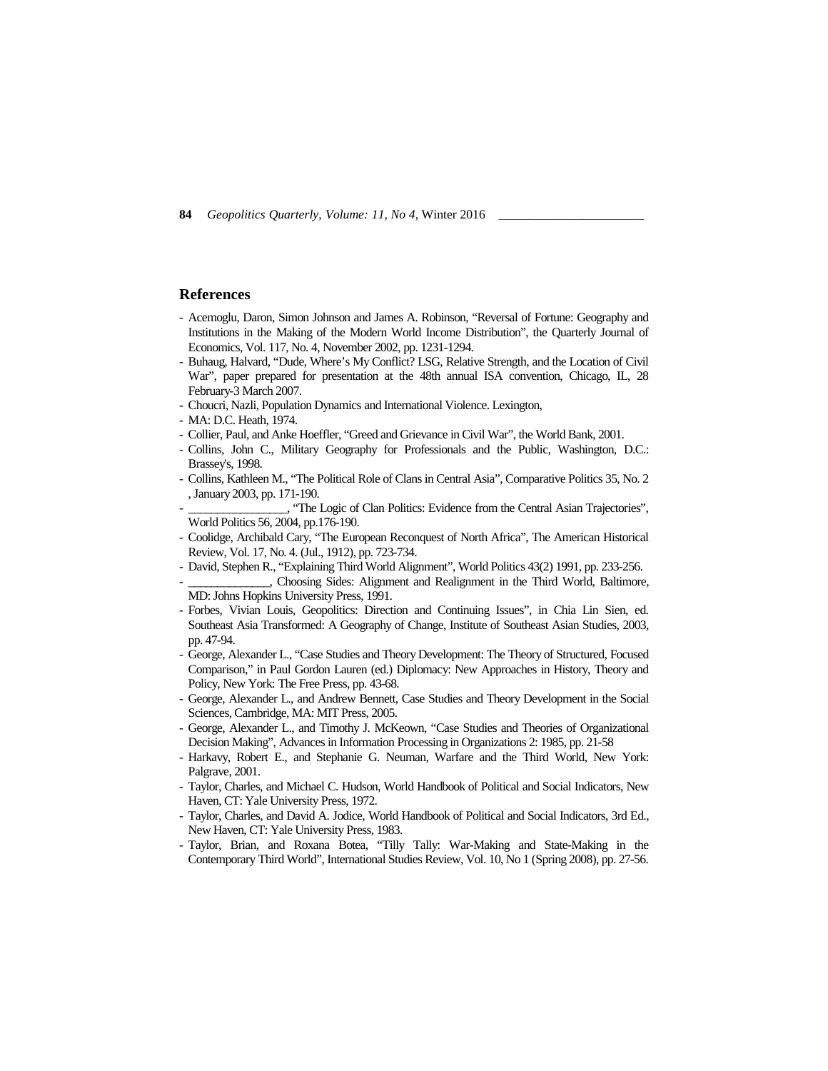## References

- Acemoglu, Daron, Simon Johnson and James A. Robinson, "Reversal of Fortune: Geography and Institutions in the Making of the Modern World Income Distribution", the Quarterly Journal of Economics, Vol. 117, No. 4, November 2002, pp. 1231-1294.
- Buhaug, Halvard, "Dude, Where's My Conflict? LSG, Relative Strength, and the Location of Civil War", paper prepared for presentation at the 48th annual ISA convention, Chicago, IL, 28 February-3 March 2007.
- Choucri, Nazli, Population Dynamics and International Violence. Lexington,
- MA: D.C. Heath, 1974.
- Collier, Paul, and Anke Hoeffler, "Greed and Grievance in Civil War", the World Bank, 2001.
- Collins, John C., Military Geography for Professionals and the Public, Washington, D.C.: Brassey's, 1998.
- Collins, Kathleen M., "The Political Role of Clans in Central Asia", Comparative Politics 35, No. 2 , January 2003, pp. 171-190.
- ________________, "The Logic of Clan Politics: Evidence from the Central Asian Trajectories", World Politics 56, 2004, pp.176-190.
- Coolidge, Archibald Cary, "The European Reconquest of North Africa", The American Historical Review, Vol. 17, No. 4. (Jul., 1912), pp. 723-734.
- David, Stephen R., "Explaining Third World Alignment", World Politics 43(2) 1991, pp. 233-256.
- _____________, Choosing Sides: Alignment and Realignment in the Third World, Baltimore, MD: Johns Hopkins University Press, 1991.
- Forbes, Vivian Louis, Geopolitics: Direction and Continuing Issues", in Chia Lin Sien, ed. Southeast Asia Transformed: A Geography of Change, Institute of Southeast Asian Studies, 2003, pp. 47-94.
- George, Alexander L., "Case Studies and Theory Development: The Theory of Structured, Focused Comparison," in Paul Gordon Lauren (ed.) Diplomacy: New Approaches in History, Theory and Policy, New York: The Free Press, pp. 43-68.
- George, Alexander L., and Andrew Bennett, Case Studies and Theory Development in the Social Sciences, Cambridge, MA: MIT Press, 2005.
- George, Alexander L., and Timothy J. McKeown, "Case Studies and Theories of Organizational Decision Making", Advances in Information Processing in Organizations 2: 1985, pp. 21-58
- Harkavy, Robert E., and Stephanie G. Neuman, Warfare and the Third World, New York: Palgrave, 2001.
- Taylor, Charles, and Michael C. Hudson, World Handbook of Political and Social Indicators, New Haven, CT: Yale University Press, 1972.
- Taylor, Charles, and David A. Jodice, World Handbook of Political and Social Indicators, 3rd Ed., New Haven, CT: Yale University Press, 1983.
- Taylor, Brian, and Roxana Botea, "Tilly Tally: War-Making and State-Making in the Contemporary Third World", International Studies Review, Vol. 10, No 1 (Spring 2008), pp. 27-56.